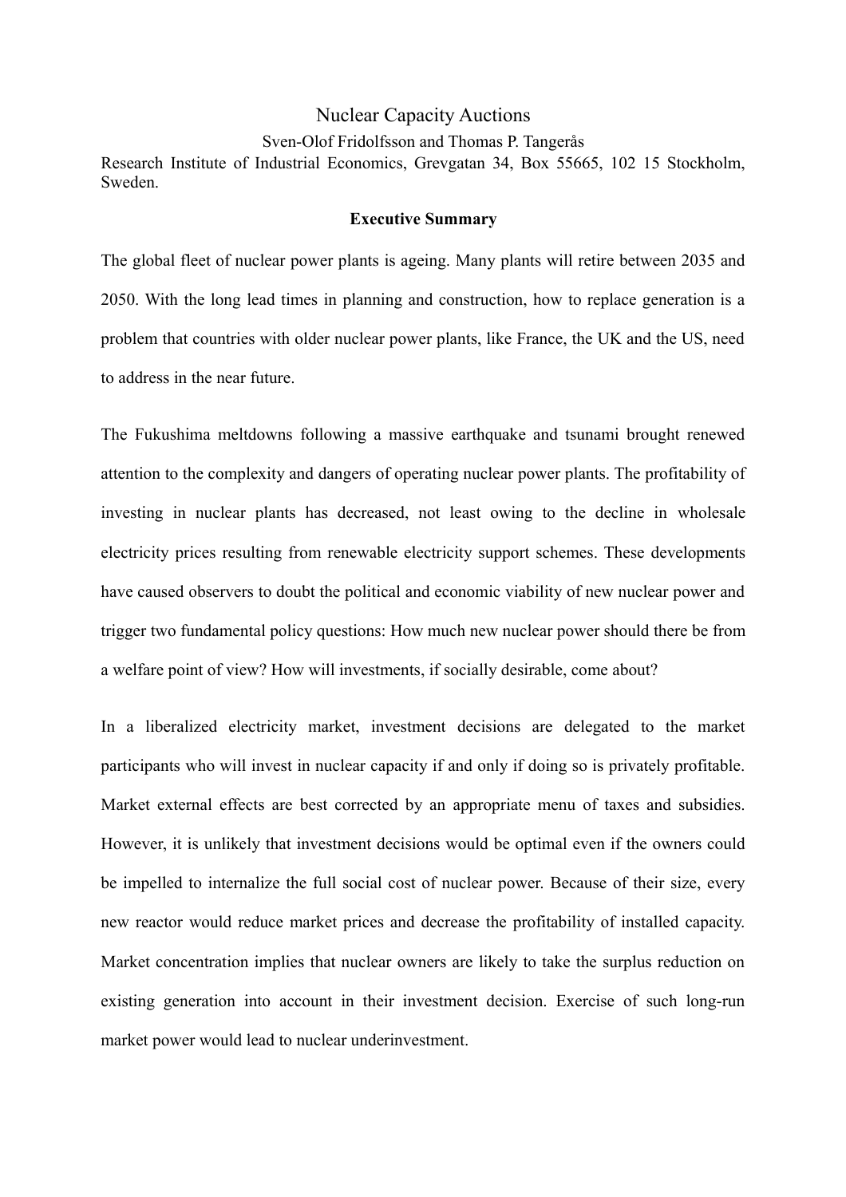# Nuclear Capacity Auctions

Sven-Olof Fridolfsson and Thomas P. Tangerås

Research Institute of Industrial Economics, Grevgatan 34, Box 55665, 102 15 Stockholm, Sweden.

## Executive Summary

The global fleet of nuclear power plants is ageing. Many plants will retire between 2035 and 2050. With the long lead times in planning and construction, how to replace generation is a problem that countries with older nuclear power plants, like France, the UK and the US, need to address in the near future.

The Fukushima meltdowns following a massive earthquake and tsunami brought renewed attention to the complexity and dangers of operating nuclear power plants. The profitability of investing in nuclear plants has decreased, not least owing to the decline in wholesale electricity prices resulting from renewable electricity support schemes. These developments have caused observers to doubt the political and economic viability of new nuclear power and trigger two fundamental policy questions: How much new nuclear power should there be from a welfare point of view? How will investments, if socially desirable, come about?

In a liberalized electricity market, investment decisions are delegated to the market participants who will invest in nuclear capacity if and only if doing so is privately profitable. Market external effects are best corrected by an appropriate menu of taxes and subsidies. However, it is unlikely that investment decisions would be optimal even if the owners could be impelled to internalize the full social cost of nuclear power. Because of their size, every new reactor would reduce market prices and decrease the profitability of installed capacity. Market concentration implies that nuclear owners are likely to take the surplus reduction on existing generation into account in their investment decision. Exercise of such long-run market power would lead to nuclear underinvestment.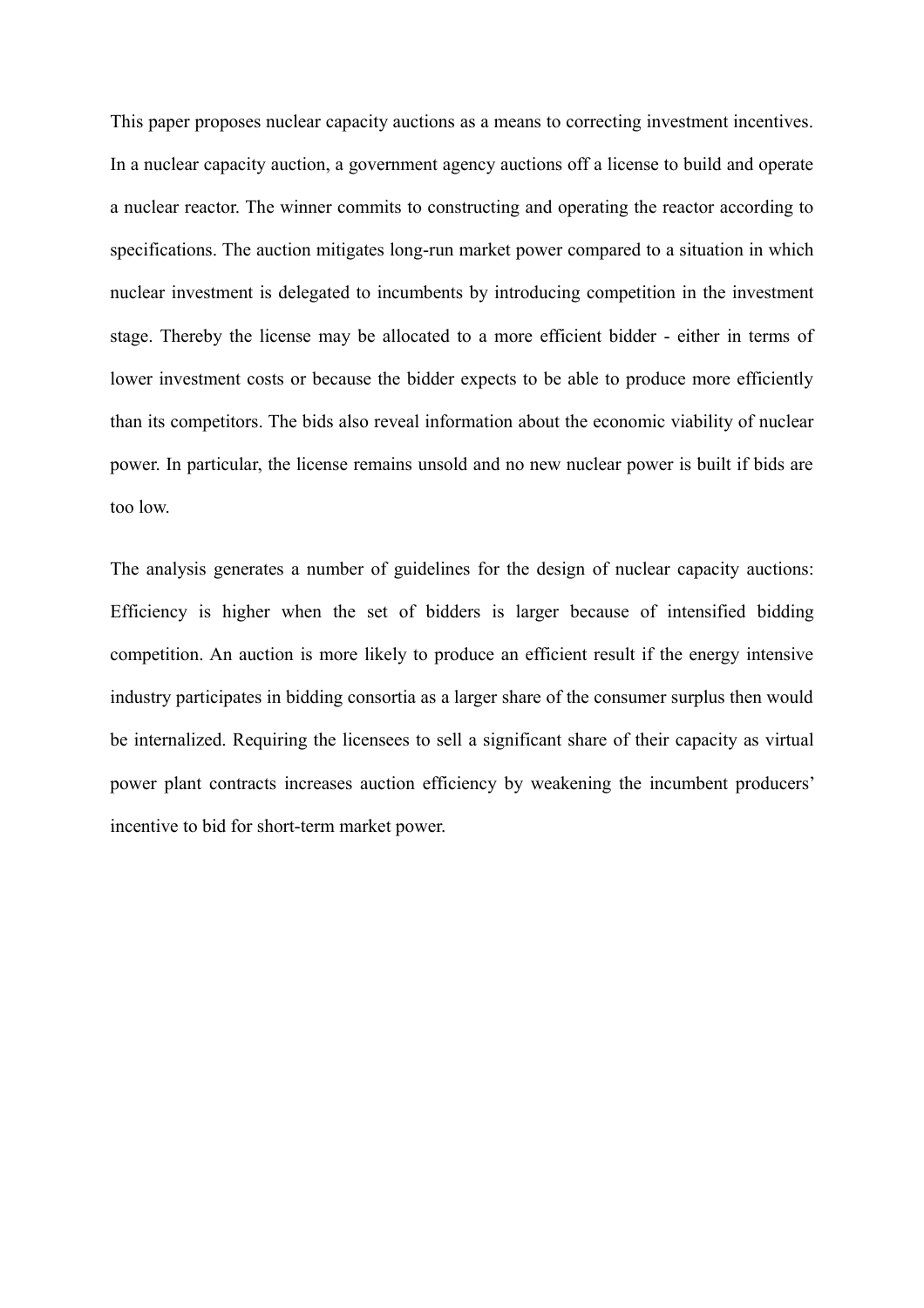This paper proposes nuclear capacity auctions as a means to correcting investment incentives. In a nuclear capacity auction, a government agency auctions off a license to build and operate a nuclear reactor. The winner commits to constructing and operating the reactor according to specifications. The auction mitigates long-run market power compared to a situation in which nuclear investment is delegated to incumbents by introducing competition in the investment stage. Thereby the license may be allocated to a more efficient bidder - either in terms of lower investment costs or because the bidder expects to be able to produce more efficiently than its competitors. The bids also reveal information about the economic viability of nuclear power. In particular, the license remains unsold and no new nuclear power is built if bids are too low.

The analysis generates a number of guidelines for the design of nuclear capacity auctions: Efficiency is higher when the set of bidders is larger because of intensified bidding competition. An auction is more likely to produce an efficient result if the energy intensive industry participates in bidding consortia as a larger share of the consumer surplus then would be internalized. Requiring the licensees to sell a significant share of their capacity as virtual power plant contracts increases auction efficiency by weakening the incumbent producers' incentive to bid for short-term market power.